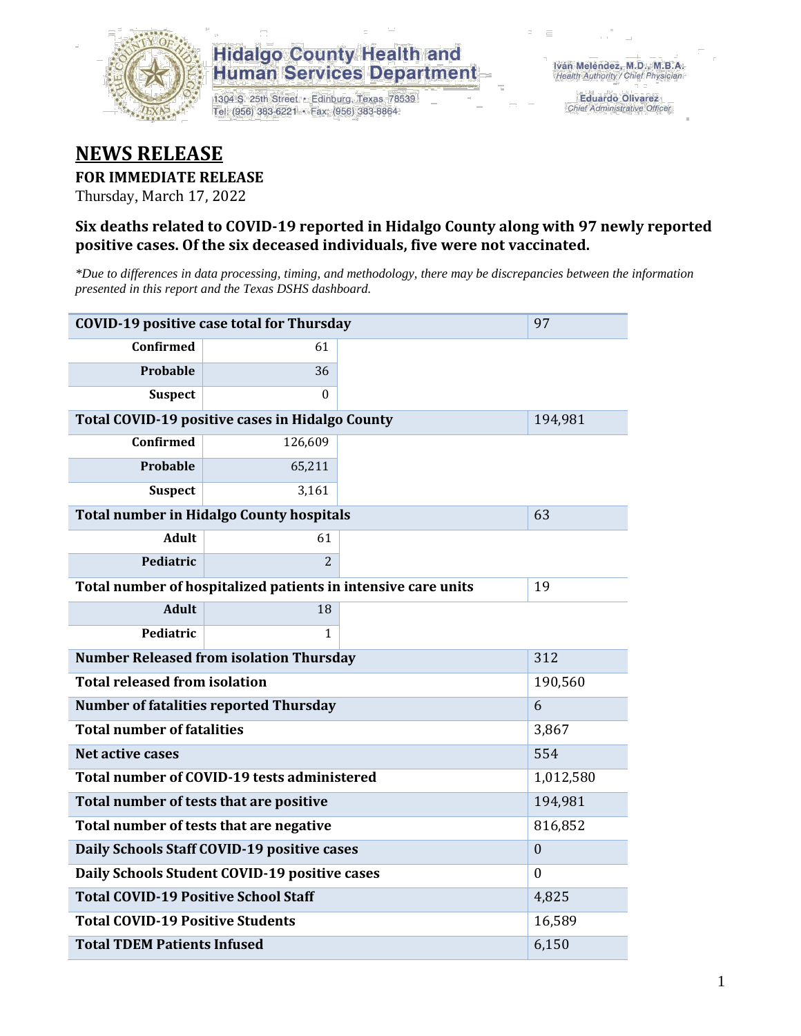Hidalgo County Health and Human Services Department

1304 S. 25th Street • Edinburg, Texas 78539
Tel: (956) 383-6221 • Fax: (956) 383-8864

Iván Meléndez, M.D., M.B.A.
Health Authority / Chief Physician

Eduardo Olivarez
Chief Administrative Officer

# NEWS RELEASE

**FOR IMMEDIATE RELEASE**

Thursday, March 17, 2022

### Six deaths related to COVID-19 reported in Hidalgo County along with 97 newly reported positive cases. Of the six deceased individuals, five were not vaccinated.

*\*Due to differences in data processing, timing, and methodology, there may be discrepancies between the information presented in this report and the Texas DSHS dashboard.*

| COVID-19 positive case total for Thursday | | | 97 |
|---|---|---|---|
| Confirmed | 61 | | |
| Probable | 36 | | |
| Suspect | 0 | | |
| **Total COVID-19 positive cases in Hidalgo County** | | | 194,981 |
| Confirmed | 126,609 | | |
| Probable | 65,211 | | |
| Suspect | 3,161 | | |
| **Total number in Hidalgo County hospitals** | | | 63 |
| Adult | 61 | | |
| Pediatric | 2 | | |
| **Total number of hospitalized patients in intensive care units** | | | 19 |
| Adult | 18 | | |
| Pediatric | 1 | | |
| **Number Released from isolation Thursday** | | | 312 |
| **Total released from isolation** | | | 190,560 |
| **Number of fatalities reported Thursday** | | | 6 |
| **Total number of fatalities** | | | 3,867 |
| **Net active cases** | | | 554 |
| **Total number of COVID-19 tests administered** | | | 1,012,580 |
| **Total number of tests that are positive** | | | 194,981 |
| **Total number of tests that are negative** | | | 816,852 |
| **Daily Schools Staff COVID-19 positive cases** | | | 0 |
| **Daily Schools Student COVID-19 positive cases** | | | 0 |
| **Total COVID-19 Positive School Staff** | | | 4,825 |
| **Total COVID-19 Positive Students** | | | 16,589 |
| **Total TDEM Patients Infused** | | | 6,150 |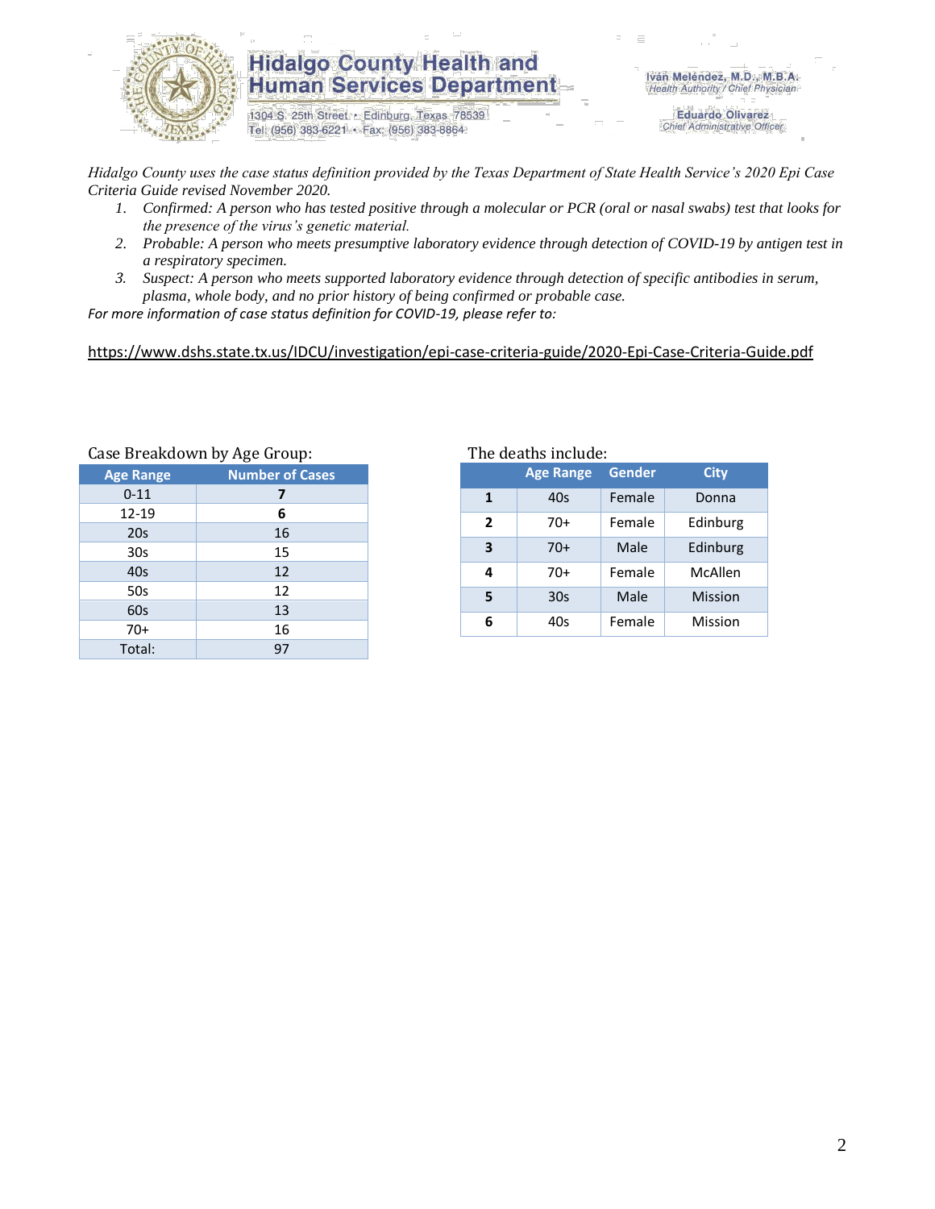# Hidalgo County Health and Human Services Department

1304 S. 25th Street • Edinburg, Texas 78539
Tel: (956) 383-6221 • Fax: (956) 383-8864

Iván Meléndez, M.D., M.B.A.
*Health Authority / Chief Physician*

Eduardo Olivarez
*Chief Administrative Officer*

*Hidalgo County uses the case status definition provided by the Texas Department of State Health Service's 2020 Epi Case Criteria Guide revised November 2020.*

1. *Confirmed: A person who has tested positive through a molecular or PCR (oral or nasal swabs) test that looks for the presence of the virus's genetic material.*
2. *Probable: A person who meets presumptive laboratory evidence through detection of COVID-19 by antigen test in a respiratory specimen.*
3. *Suspect: A person who meets supported laboratory evidence through detection of specific antibodies in serum, plasma, whole body, and no prior history of being confirmed or probable case.*

*For more information of case status definition for COVID-19, please refer to:*

https://www.dshs.state.tx.us/IDCU/investigation/epi-case-criteria-guide/2020-Epi-Case-Criteria-Guide.pdf

Case Breakdown by Age Group:

| Age Range | Number of Cases |
|---|---|
| 0-11 | **7** |
| 12-19 | **6** |
| 20s | 16 |
| 30s | 15 |
| 40s | 12 |
| 50s | 12 |
| 60s | 13 |
| 70+ | 16 |
| Total: | 97 |

The deaths include:

| | Age Range | Gender | City |
|---|---|---|---|
| **1** | 40s | Female | Donna |
| **2** | 70+ | Female | Edinburg |
| **3** | 70+ | Male | Edinburg |
| **4** | 70+ | Female | McAllen |
| **5** | 30s | Male | Mission |
| **6** | 40s | Female | Mission |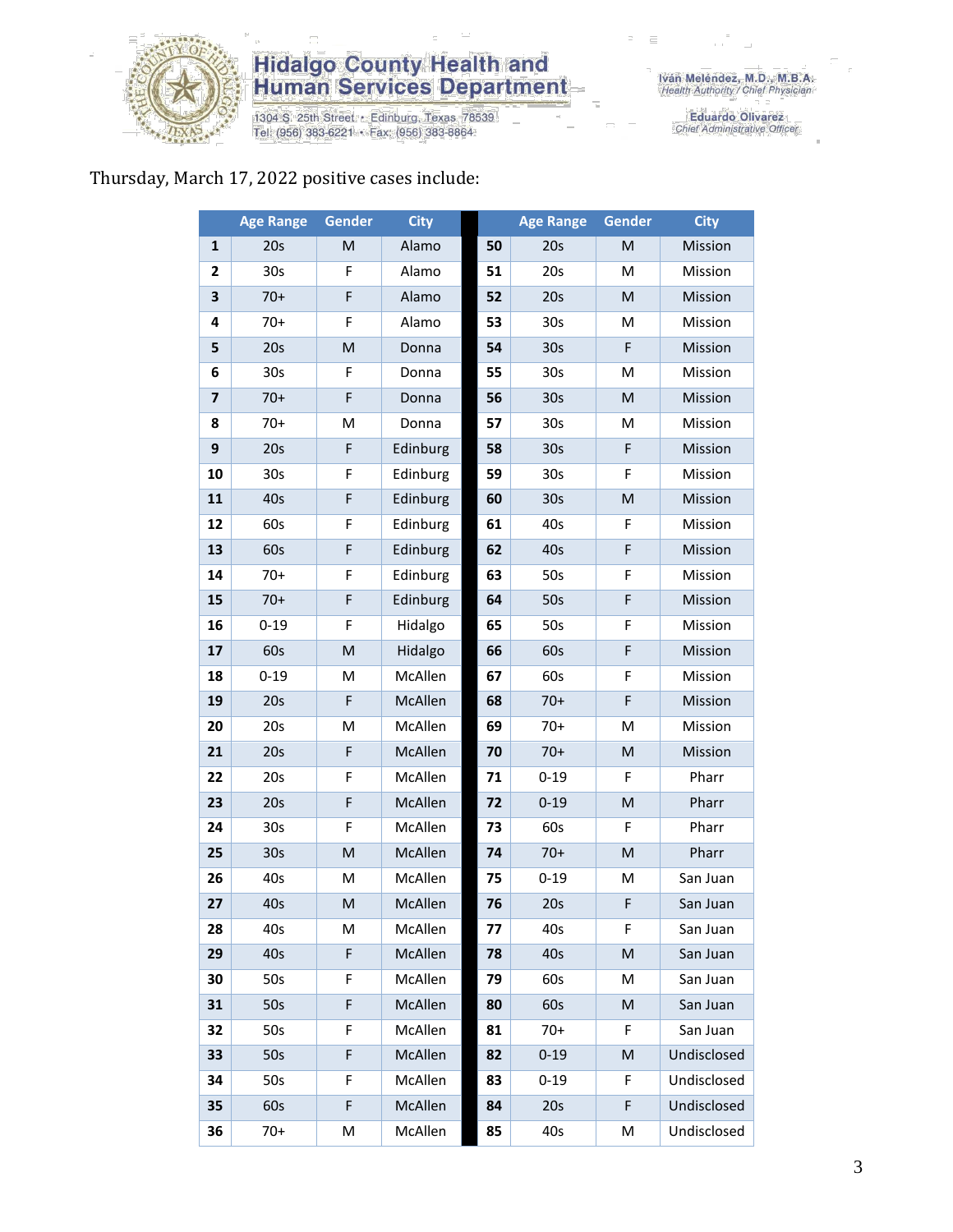Hidalgo County Health and Human Services Department

1304 S. 25th Street • Edinburg, Texas 78539
Tel: (956) 383-6221 • Fax: (956) 383-8864

Iván Meléndez, M.D., M.B.A.
Health Authority / Chief Physician

Eduardo Olivarez
Chief Administrative Officer

Thursday, March 17, 2022 positive cases include:

| | Age Range | Gender | City |
|---|---|---|---|
| 1 | 20s | M | Alamo |
| 2 | 30s | F | Alamo |
| 3 | 70+ | F | Alamo |
| 4 | 70+ | F | Alamo |
| 5 | 20s | M | Donna |
| 6 | 30s | F | Donna |
| 7 | 70+ | F | Donna |
| 8 | 70+ | M | Donna |
| 9 | 20s | F | Edinburg |
| 10 | 30s | F | Edinburg |
| 11 | 40s | F | Edinburg |
| 12 | 60s | F | Edinburg |
| 13 | 60s | F | Edinburg |
| 14 | 70+ | F | Edinburg |
| 15 | 70+ | F | Edinburg |
| 16 | 0-19 | F | Hidalgo |
| 17 | 60s | M | Hidalgo |
| 18 | 0-19 | M | McAllen |
| 19 | 20s | F | McAllen |
| 20 | 20s | M | McAllen |
| 21 | 20s | F | McAllen |
| 22 | 20s | F | McAllen |
| 23 | 20s | F | McAllen |
| 24 | 30s | F | McAllen |
| 25 | 30s | M | McAllen |
| 26 | 40s | M | McAllen |
| 27 | 40s | M | McAllen |
| 28 | 40s | M | McAllen |
| 29 | 40s | F | McAllen |
| 30 | 50s | F | McAllen |
| 31 | 50s | F | McAllen |
| 32 | 50s | F | McAllen |
| 33 | 50s | F | McAllen |
| 34 | 50s | F | McAllen |
| 35 | 60s | F | McAllen |
| 36 | 70+ | M | McAllen |

| | Age Range | Gender | City |
|---|---|---|---|
| 50 | 20s | M | Mission |
| 51 | 20s | M | Mission |
| 52 | 20s | M | Mission |
| 53 | 30s | M | Mission |
| 54 | 30s | F | Mission |
| 55 | 30s | M | Mission |
| 56 | 30s | M | Mission |
| 57 | 30s | M | Mission |
| 58 | 30s | F | Mission |
| 59 | 30s | F | Mission |
| 60 | 30s | M | Mission |
| 61 | 40s | F | Mission |
| 62 | 40s | F | Mission |
| 63 | 50s | F | Mission |
| 64 | 50s | F | Mission |
| 65 | 50s | F | Mission |
| 66 | 60s | F | Mission |
| 67 | 60s | F | Mission |
| 68 | 70+ | F | Mission |
| 69 | 70+ | M | Mission |
| 70 | 70+ | M | Mission |
| 71 | 0-19 | F | Pharr |
| 72 | 0-19 | M | Pharr |
| 73 | 60s | F | Pharr |
| 74 | 70+ | M | Pharr |
| 75 | 0-19 | M | San Juan |
| 76 | 20s | F | San Juan |
| 77 | 40s | F | San Juan |
| 78 | 40s | M | San Juan |
| 79 | 60s | M | San Juan |
| 80 | 60s | M | San Juan |
| 81 | 70+ | F | San Juan |
| 82 | 0-19 | M | Undisclosed |
| 83 | 0-19 | F | Undisclosed |
| 84 | 20s | F | Undisclosed |
| 85 | 40s | M | Undisclosed |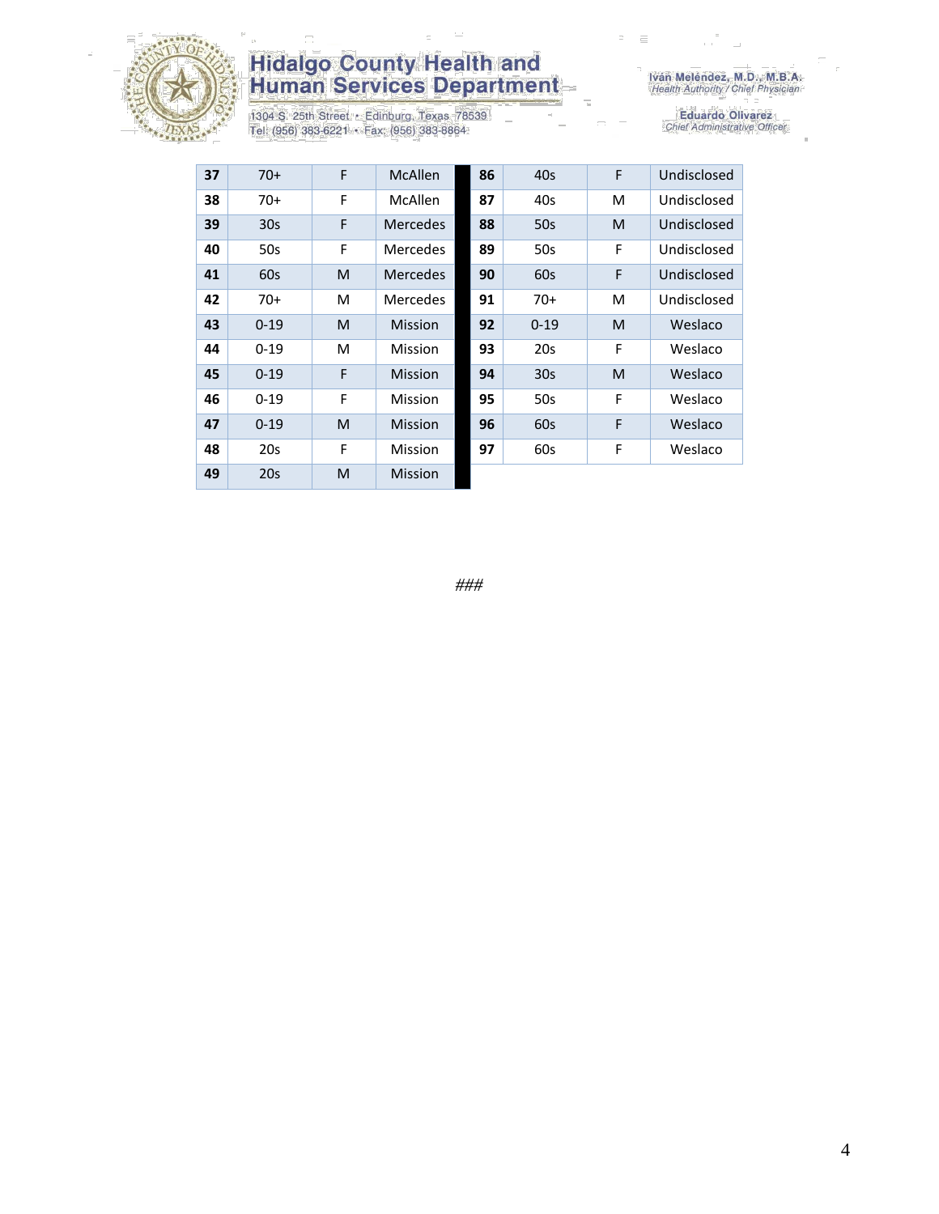| | | | | | | | |
|---|---|---|---|---|---|---|---|
| **37** | 70+ | F | McAllen | **86** | 40s | F | Undisclosed |
| **38** | 70+ | F | McAllen | **87** | 40s | M | Undisclosed |
| **39** | 30s | F | Mercedes | **88** | 50s | M | Undisclosed |
| **40** | 50s | F | Mercedes | **89** | 50s | F | Undisclosed |
| **41** | 60s | M | Mercedes | **90** | 60s | F | Undisclosed |
| **42** | 70+ | M | Mercedes | **91** | 70+ | M | Undisclosed |
| **43** | 0-19 | M | Mission | **92** | 0-19 | M | Weslaco |
| **44** | 0-19 | M | Mission | **93** | 20s | F | Weslaco |
| **45** | 0-19 | F | Mission | **94** | 30s | M | Weslaco |
| **46** | 0-19 | F | Mission | **95** | 50s | F | Weslaco |
| **47** | 0-19 | M | Mission | **96** | 60s | F | Weslaco |
| **48** | 20s | F | Mission | **97** | 60s | F | Weslaco |
| **49** | 20s | M | Mission | | | | |

###